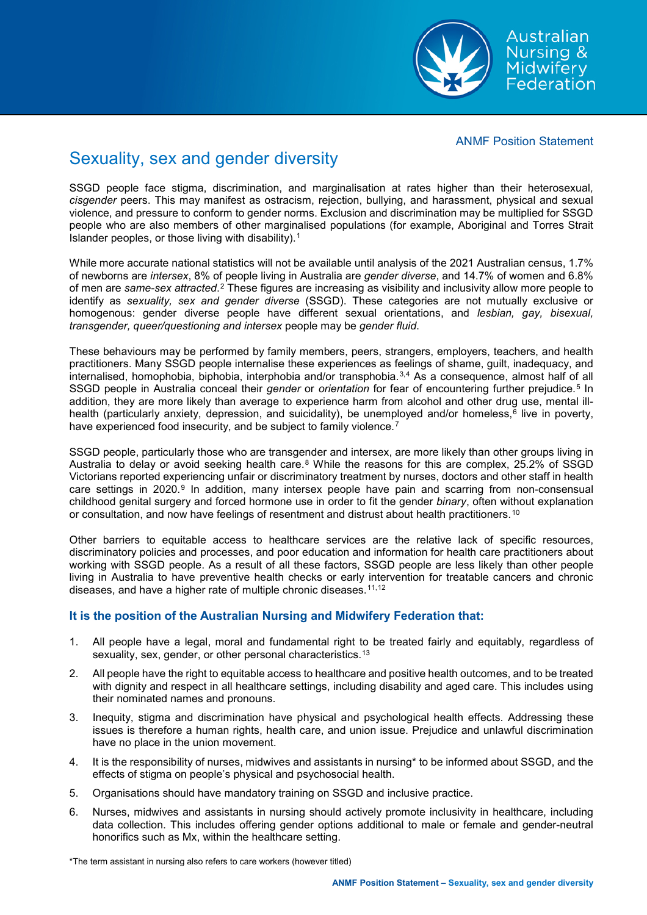ANMF Position Statement

# Sexuality, sex and gender diversity

SSGD people face stigma, discrimination, and marginalisation at rates higher than their heterosexual, *cisgender* peers. This may manifest as ostracism, rejection, bullying, and harassment, physical and sexual violence, and pressure to conform to gender norms. Exclusion and discrimination may be multiplied for SSGD people who are also members of other marginalised populations (for example, Aboriginal and Torres Strait Islander peoples, or those living with disability).[1]

While more accurate national statistics will not be available until analysis of the 2021 Australian census, 1.7% of newborns are *intersex*, 8% of people living in Australia are *gender diverse*, and 14.7% of women and 6.8% of men are *same-sex attracted*.[2] These figures are increasing as visibility and inclusivity allow more people to identify as *sexuality, sex and gender diverse* (SSGD). These categories are not mutually exclusive or homogenous: gender diverse people have different sexual orientations, and *lesbian, gay, bisexual, transgender, queer/questioning and intersex* people may be *gender fluid*.

These behaviours may be performed by family members, peers, strangers, employers, teachers, and health practitioners. Many SSGD people internalise these experiences as feelings of shame, guilt, inadequacy, and internalised, homophobia, biphobia, interphobia and/or transphobia.[3,4] As a consequence, almost half of all SSGD people in Australia conceal their *gender* or *orientation* for fear of encountering further prejudice.[5] In addition, they are more likely than average to experience harm from alcohol and other drug use, mental ill-health (particularly anxiety, depression, and suicidality), be unemployed and/or homeless,[6] live in poverty, have experienced food insecurity, and be subject to family violence.[7]

SSGD people, particularly those who are transgender and intersex, are more likely than other groups living in Australia to delay or avoid seeking health care.[8] While the reasons for this are complex, 25.2% of SSGD Victorians reported experiencing unfair or discriminatory treatment by nurses, doctors and other staff in health care settings in 2020.[9] In addition, many intersex people have pain and scarring from non-consensual childhood genital surgery and forced hormone use in order to fit the gender *binary*, often without explanation or consultation, and now have feelings of resentment and distrust about health practitioners.[10]

Other barriers to equitable access to healthcare services are the relative lack of specific resources, discriminatory policies and processes, and poor education and information for health care practitioners about working with SSGD people. As a result of all these factors, SSGD people are less likely than other people living in Australia to have preventive health checks or early intervention for treatable cancers and chronic diseases, and have a higher rate of multiple chronic diseases.[11,12]

### It is the position of the Australian Nursing and Midwifery Federation that:

1. All people have a legal, moral and fundamental right to be treated fairly and equitably, regardless of sexuality, sex, gender, or other personal characteristics.[13]
2. All people have the right to equitable access to healthcare and positive health outcomes, and to be treated with dignity and respect in all healthcare settings, including disability and aged care. This includes using their nominated names and pronouns.
3. Inequity, stigma and discrimination have physical and psychological health effects. Addressing these issues is therefore a human rights, health care, and union issue. Prejudice and unlawful discrimination have no place in the union movement.
4. It is the responsibility of nurses, midwives and assistants in nursing* to be informed about SSGD, and the effects of stigma on people's physical and psychosocial health.
5. Organisations should have mandatory training on SSGD and inclusive practice.
6. Nurses, midwives and assistants in nursing should actively promote inclusivity in healthcare, including data collection. This includes offering gender options additional to male or female and gender-neutral honorifics such as Mx, within the healthcare setting.

*The term assistant in nursing also refers to care workers (however titled)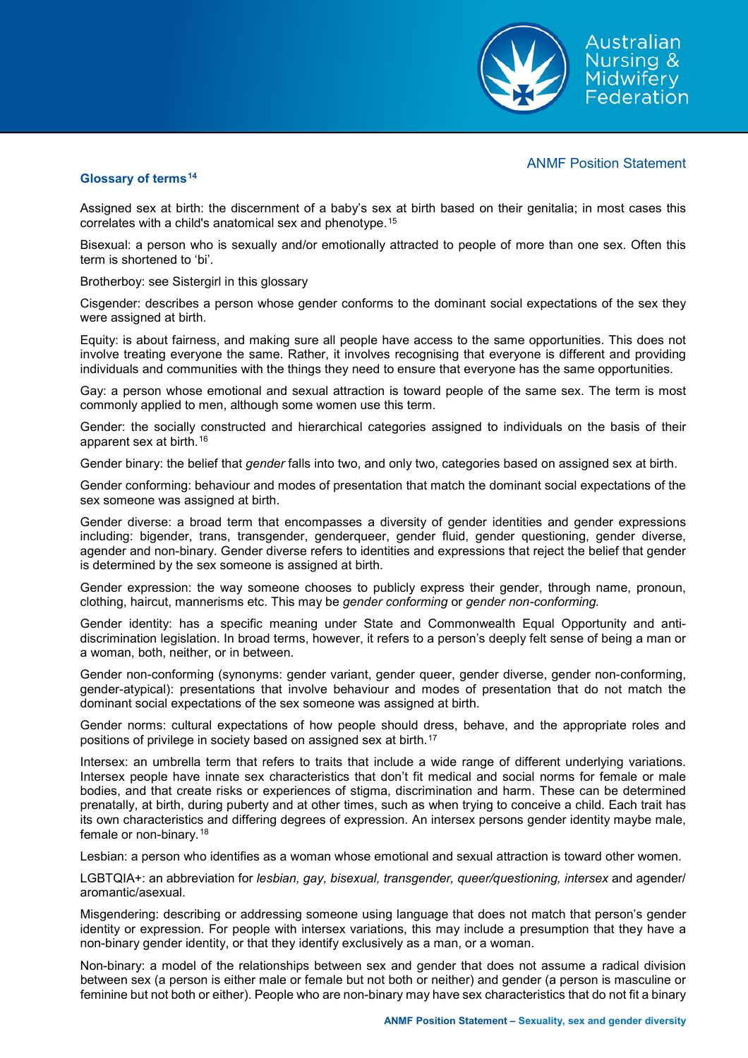ANMF Position Statement

## Glossary of terms[14]

Assigned sex at birth: the discernment of a baby's sex at birth based on their genitalia; in most cases this correlates with a child's anatomical sex and phenotype.[15]

Bisexual: a person who is sexually and/or emotionally attracted to people of more than one sex. Often this term is shortened to 'bi'.

Brotherboy: see Sistergirl in this glossary

Cisgender: describes a person whose gender conforms to the dominant social expectations of the sex they were assigned at birth.

Equity: is about fairness, and making sure all people have access to the same opportunities. This does not involve treating everyone the same. Rather, it involves recognising that everyone is different and providing individuals and communities with the things they need to ensure that everyone has the same opportunities.

Gay: a person whose emotional and sexual attraction is toward people of the same sex. The term is most commonly applied to men, although some women use this term.

Gender: the socially constructed and hierarchical categories assigned to individuals on the basis of their apparent sex at birth.[16]

Gender binary: the belief that *gender* falls into two, and only two, categories based on assigned sex at birth.

Gender conforming: behaviour and modes of presentation that match the dominant social expectations of the sex someone was assigned at birth.

Gender diverse: a broad term that encompasses a diversity of gender identities and gender expressions including: bigender, trans, transgender, genderqueer, gender fluid, gender questioning, gender diverse, agender and non-binary. Gender diverse refers to identities and expressions that reject the belief that gender is determined by the sex someone is assigned at birth.

Gender expression: the way someone chooses to publicly express their gender, through name, pronoun, clothing, haircut, mannerisms etc. This may be *gender conforming* or *gender non-conforming.*

Gender identity: has a specific meaning under State and Commonwealth Equal Opportunity and anti-discrimination legislation. In broad terms, however, it refers to a person's deeply felt sense of being a man or a woman, both, neither, or in between.

Gender non-conforming (synonyms: gender variant, gender queer, gender diverse, gender non-conforming, gender-atypical): presentations that involve behaviour and modes of presentation that do not match the dominant social expectations of the sex someone was assigned at birth.

Gender norms: cultural expectations of how people should dress, behave, and the appropriate roles and positions of privilege in society based on assigned sex at birth.[17]

Intersex: an umbrella term that refers to traits that include a wide range of different underlying variations. Intersex people have innate sex characteristics that don't fit medical and social norms for female or male bodies, and that create risks or experiences of stigma, discrimination and harm. These can be determined prenatally, at birth, during puberty and at other times, such as when trying to conceive a child. Each trait has its own characteristics and differing degrees of expression. An intersex persons gender identity maybe male, female or non-binary.[18]

Lesbian: a person who identifies as a woman whose emotional and sexual attraction is toward other women.

LGBTQIA+: an abbreviation for *lesbian, gay, bisexual, transgender, queer/questioning, intersex* and agender/ aromantic/asexual.

Misgendering: describing or addressing someone using language that does not match that person's gender identity or expression. For people with intersex variations, this may include a presumption that they have a non-binary gender identity, or that they identify exclusively as a man, or a woman.

Non-binary: a model of the relationships between sex and gender that does not assume a radical division between sex (a person is either male or female but not both or neither) and gender (a person is masculine or feminine but not both or either). People who are non-binary may have sex characteristics that do not fit a binary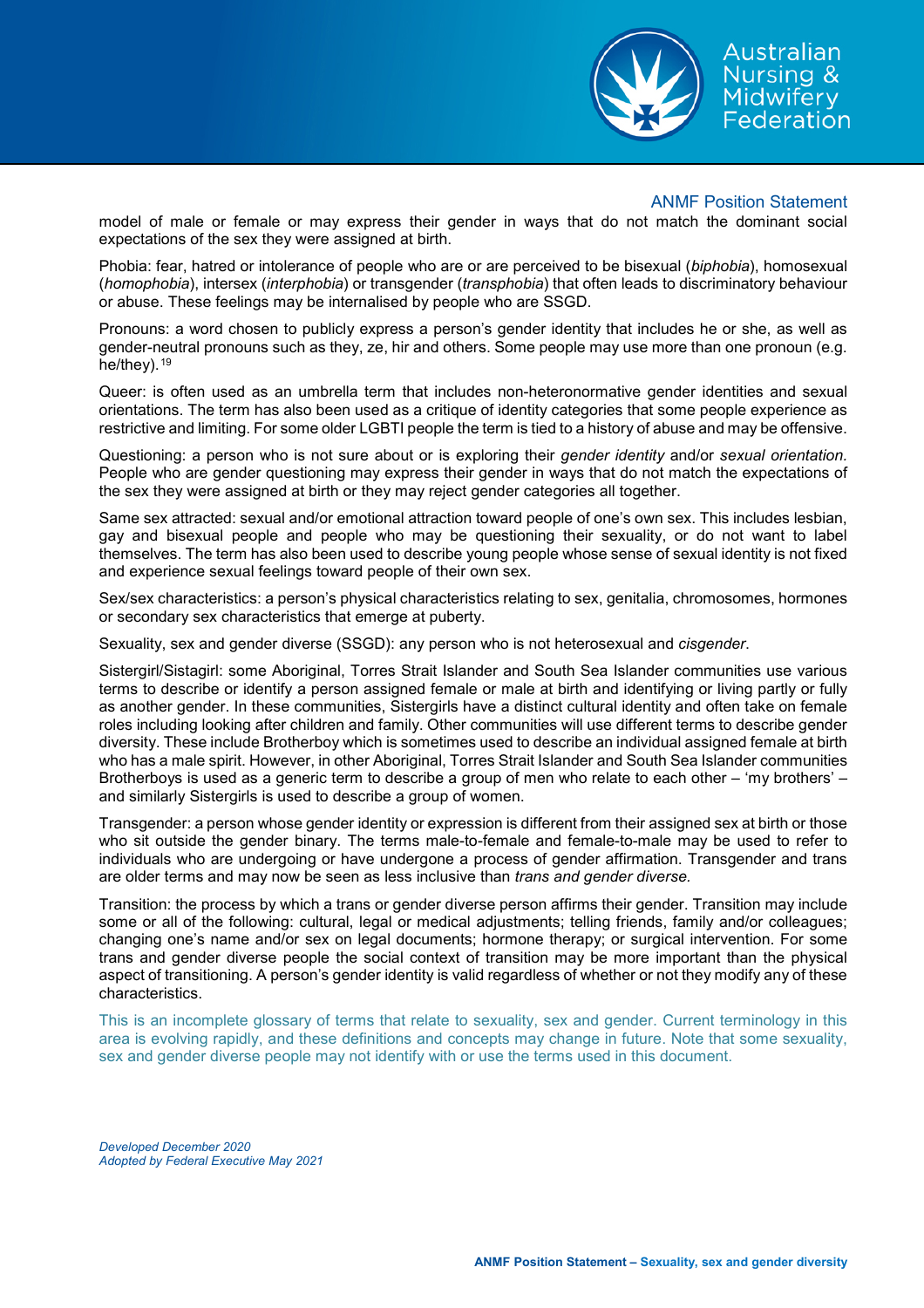model of male or female or may express their gender in ways that do not match the dominant social expectations of the sex they were assigned at birth.

Phobia: fear, hatred or intolerance of people who are or are perceived to be bisexual (*biphobia*), homosexual (*homophobia*), intersex (*interphobia*) or transgender (*transphobia*) that often leads to discriminatory behaviour or abuse. These feelings may be internalised by people who are SSGD.

Pronouns: a word chosen to publicly express a person's gender identity that includes he or she, as well as gender-neutral pronouns such as they, ze, hir and others. Some people may use more than one pronoun (e.g. he/they).[19]

Queer: is often used as an umbrella term that includes non-heteronormative gender identities and sexual orientations. The term has also been used as a critique of identity categories that some people experience as restrictive and limiting. For some older LGBTI people the term is tied to a history of abuse and may be offensive.

Questioning: a person who is not sure about or is exploring their *gender identity* and/or *sexual orientation*. People who are gender questioning may express their gender in ways that do not match the expectations of the sex they were assigned at birth or they may reject gender categories all together.

Same sex attracted: sexual and/or emotional attraction toward people of one's own sex. This includes lesbian, gay and bisexual people and people who may be questioning their sexuality, or do not want to label themselves. The term has also been used to describe young people whose sense of sexual identity is not fixed and experience sexual feelings toward people of their own sex.

Sex/sex characteristics: a person's physical characteristics relating to sex, genitalia, chromosomes, hormones or secondary sex characteristics that emerge at puberty.

Sexuality, sex and gender diverse (SSGD): any person who is not heterosexual and *cisgender*.

Sistergirl/Sistagirl: some Aboriginal, Torres Strait Islander and South Sea Islander communities use various terms to describe or identify a person assigned female or male at birth and identifying or living partly or fully as another gender. In these communities, Sistergirls have a distinct cultural identity and often take on female roles including looking after children and family. Other communities will use different terms to describe gender diversity. These include Brotherboy which is sometimes used to describe an individual assigned female at birth who has a male spirit. However, in other Aboriginal, Torres Strait Islander and South Sea Islander communities Brotherboys is used as a generic term to describe a group of men who relate to each other – 'my brothers' – and similarly Sistergirls is used to describe a group of women.

Transgender: a person whose gender identity or expression is different from their assigned sex at birth or those who sit outside the gender binary. The terms male-to-female and female-to-male may be used to refer to individuals who are undergoing or have undergone a process of gender affirmation. Transgender and trans are older terms and may now be seen as less inclusive than *trans and gender diverse.*

Transition: the process by which a trans or gender diverse person affirms their gender. Transition may include some or all of the following: cultural, legal or medical adjustments; telling friends, family and/or colleagues; changing one's name and/or sex on legal documents; hormone therapy; or surgical intervention. For some trans and gender diverse people the social context of transition may be more important than the physical aspect of transitioning. A person's gender identity is valid regardless of whether or not they modify any of these characteristics.

This is an incomplete glossary of terms that relate to sexuality, sex and gender. Current terminology in this area is evolving rapidly, and these definitions and concepts may change in future. Note that some sexuality, sex and gender diverse people may not identify with or use the terms used in this document.

*Developed December 2020*
*Adopted by Federal Executive May 2021*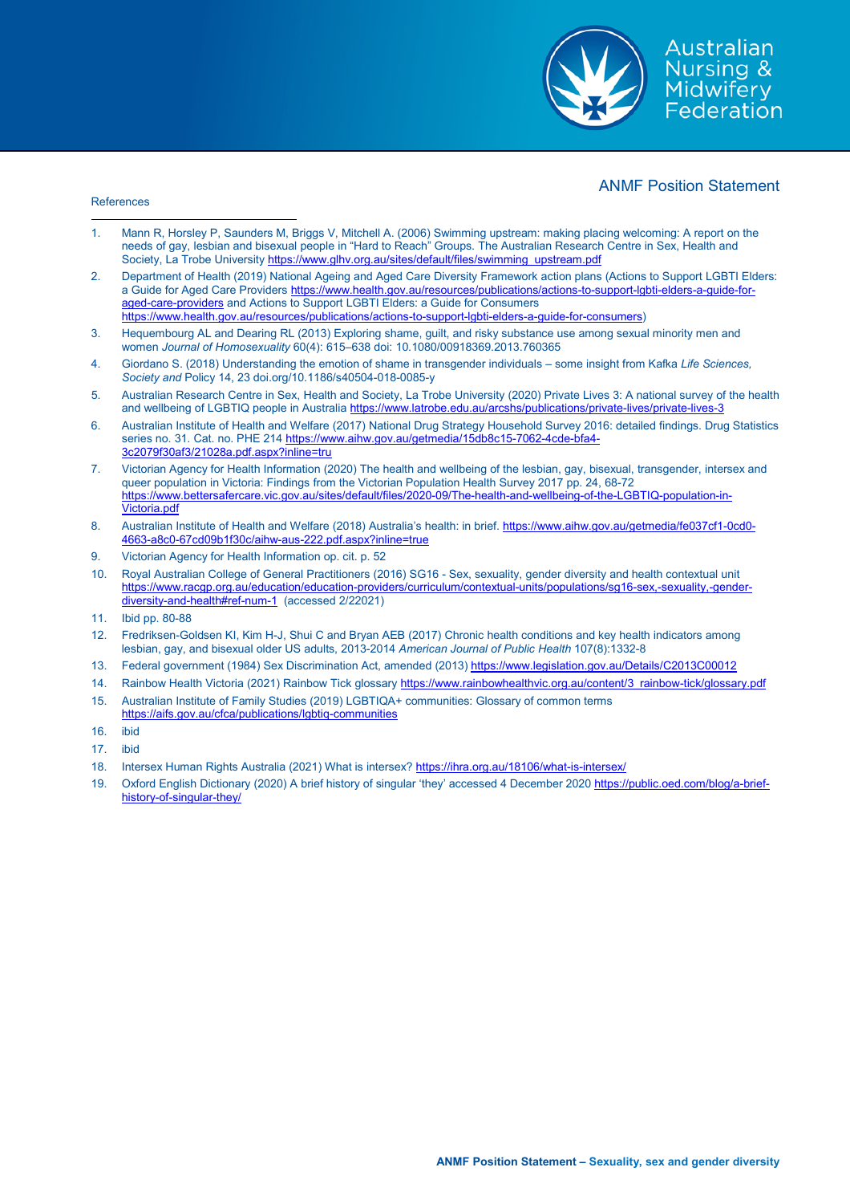ANMF Position Statement

References

1. Mann R, Horsley P, Saunders M, Briggs V, Mitchell A. (2006) Swimming upstream: making placing welcoming: A report on the needs of gay, lesbian and bisexual people in "Hard to Reach" Groups. The Australian Research Centre in Sex, Health and Society, La Trobe University https://www.glhv.org.au/sites/default/files/swimming_upstream.pdf
2. Department of Health (2019) National Ageing and Aged Care Diversity Framework action plans (Actions to Support LGBTI Elders: a Guide for Aged Care Providers https://www.health.gov.au/resources/publications/actions-to-support-lgbti-elders-a-guide-for-aged-care-providers and Actions to Support LGBTI Elders: a Guide for Consumers https://www.health.gov.au/resources/publications/actions-to-support-lgbti-elders-a-guide-for-consumers)
3. Hequembourg AL and Dearing RL (2013) Exploring shame, guilt, and risky substance use among sexual minority men and women *Journal of Homosexuality* 60(4): 615–638 doi: 10.1080/00918369.2013.760365
4. Giordano S. (2018) Understanding the emotion of shame in transgender individuals – some insight from Kafka *Life Sciences, Society and* Policy 14, 23 doi.org/10.1186/s40504-018-0085-y
5. Australian Research Centre in Sex, Health and Society, La Trobe University (2020) Private Lives 3: A national survey of the health and wellbeing of LGBTIQ people in Australia https://www.latrobe.edu.au/arcshs/publications/private-lives/private-lives-3
6. Australian Institute of Health and Welfare (2017) National Drug Strategy Household Survey 2016: detailed findings. Drug Statistics series no. 31. Cat. no. PHE 214 https://www.aihw.gov.au/getmedia/15db8c15-7062-4cde-bfa4-3c2079f30af3/21028a.pdf.aspx?inline=tru
7. Victorian Agency for Health Information (2020) The health and wellbeing of the lesbian, gay, bisexual, transgender, intersex and queer population in Victoria: Findings from the Victorian Population Health Survey 2017 pp. 24, 68-72 https://www.bettersafercare.vic.gov.au/sites/default/files/2020-09/The-health-and-wellbeing-of-the-LGBTIQ-population-in-Victoria.pdf
8. Australian Institute of Health and Welfare (2018) Australia's health: in brief. https://www.aihw.gov.au/getmedia/fe037cf1-0cd0-4663-a8c0-67cd09b1f30c/aihw-aus-222.pdf.aspx?inline=true
9. Victorian Agency for Health Information op. cit. p. 52
10. Royal Australian College of General Practitioners (2016) SG16 - Sex, sexuality, gender diversity and health contextual unit https://www.racgp.org.au/education/education-providers/curriculum/contextual-units/populations/sg16-sex,-sexuality,-gender-diversity-and-health#ref-num-1 (accessed 2/22021)
11. Ibid pp. 80-88
12. Fredriksen-Goldsen KI, Kim H-J, Shui C and Bryan AEB (2017) Chronic health conditions and key health indicators among lesbian, gay, and bisexual older US adults, 2013-2014 *American Journal of Public Health* 107(8):1332-8
13. Federal government (1984) Sex Discrimination Act, amended (2013) https://www.legislation.gov.au/Details/C2013C00012
14. Rainbow Health Victoria (2021) Rainbow Tick glossary https://www.rainbowhealthvic.org.au/content/3_rainbow-tick/glossary.pdf
15. Australian Institute of Family Studies (2019) LGBTIQA+ communities: Glossary of common terms https://aifs.gov.au/cfca/publications/lgbtiq-communities
16. ibid
17. ibid
18. Intersex Human Rights Australia (2021) What is intersex? https://ihra.org.au/18106/what-is-intersex/
19. Oxford English Dictionary (2020) A brief history of singular 'they' accessed 4 December 2020 https://public.oed.com/blog/a-brief-history-of-singular-they/